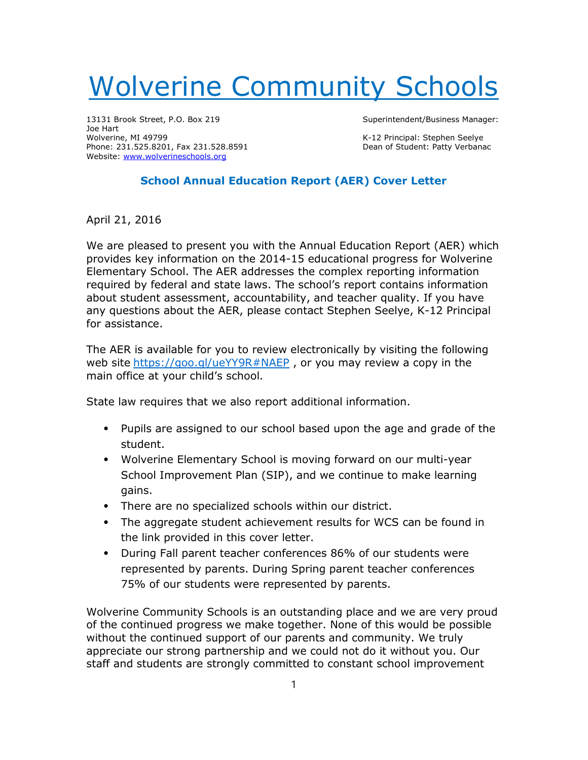# [Wolverine Community Schools](http://www.wolverineschools.org)

13131 Brook Street, P.O. Box 219
Joe Hart
Wolverine, MI 49799
Phone: 231.525.8201, Fax 231.528.8591
Website: [www.wolverineschools.org](http://www.wolverineschools.org)

Superintendent/Business Manager:

K-12 Principal: Stephen Seelye
Dean of Student: Patty Verbanac

### School Annual Education Report (AER) Cover Letter

April 21, 2016

We are pleased to present you with the Annual Education Report (AER) which provides key information on the 2014-15 educational progress for Wolverine Elementary School. The AER addresses the complex reporting information required by federal and state laws. The school's report contains information about student assessment, accountability, and teacher quality. If you have any questions about the AER, please contact Stephen Seelye, K-12 Principal for assistance.

The AER is available for you to review electronically by visiting the following web site [https://goo.gl/ueYY9R#NAEP](https://goo.gl/ueYY9R#NAEP) , or you may review a copy in the main office at your child's school.

State law requires that we also report additional information.

- Pupils are assigned to our school based upon the age and grade of the student.
- Wolverine Elementary School is moving forward on our multi-year School Improvement Plan (SIP), and we continue to make learning gains.
- There are no specialized schools within our district.
- The aggregate student achievement results for WCS can be found in the link provided in this cover letter.
- During Fall parent teacher conferences 86% of our students were represented by parents. During Spring parent teacher conferences 75% of our students were represented by parents.

Wolverine Community Schools is an outstanding place and we are very proud of the continued progress we make together. None of this would be possible without the continued support of our parents and community. We truly appreciate our strong partnership and we could not do it without you. Our staff and students are strongly committed to constant school improvement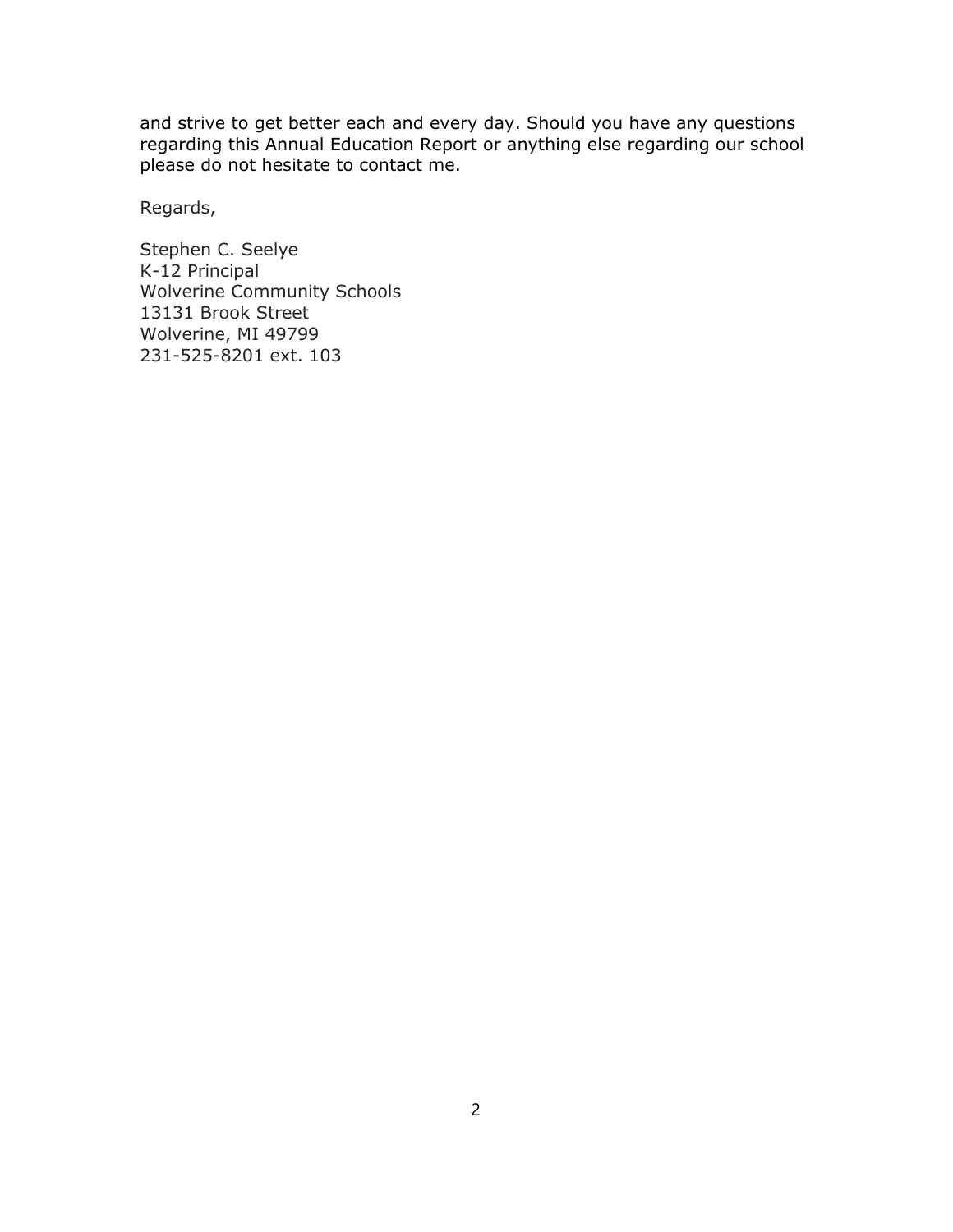and strive to get better each and every day. Should you have any questions regarding this Annual Education Report or anything else regarding our school please do not hesitate to contact me.

Regards,

Stephen C. Seelye
K-12 Principal
Wolverine Community Schools
13131 Brook Street
Wolverine, MI 49799
231-525-8201 ext. 103